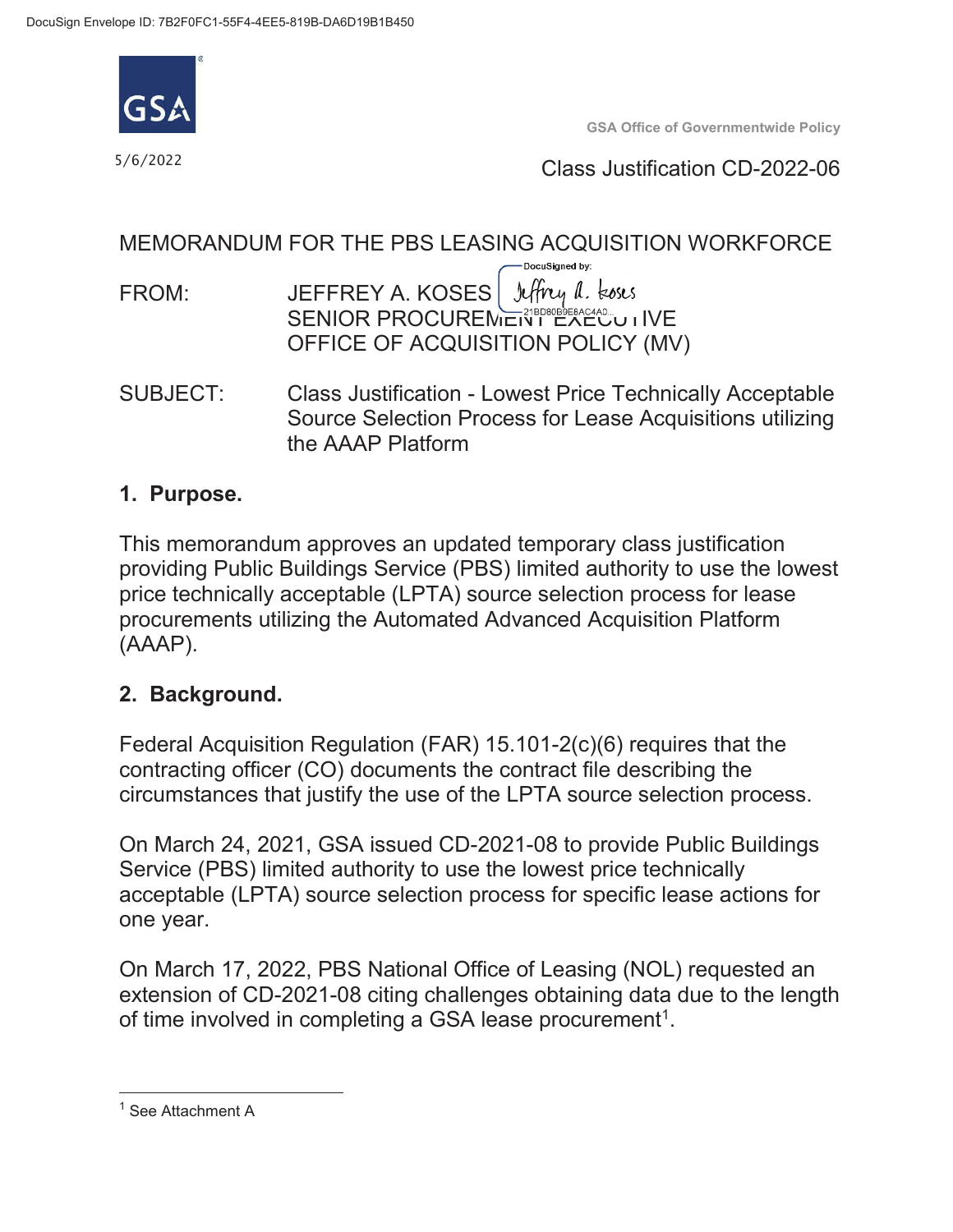DocuSign Envelope ID: 7B2F0FC1-55F4-4EE5-819B-DA6D19B1B450

GSA

GSA Office of Governmentwide Policy

5/6/2022

Class Justification CD-2022-06

MEMORANDUM FOR THE PBS LEASING ACQUISITION WORKFORCE

FROM: JEFFREY A. KOSES
SENIOR PROCUREMENT EXECUTIVE
OFFICE OF ACQUISITION POLICY (MV)

DocuSigned by: Jeffrey A. Koses
21BD80B9E8AC4AD...

SUBJECT: Class Justification - Lowest Price Technically Acceptable Source Selection Process for Lease Acquisitions utilizing the AAAP Platform

## 1. Purpose.

This memorandum approves an updated temporary class justification providing Public Buildings Service (PBS) limited authority to use the lowest price technically acceptable (LPTA) source selection process for lease procurements utilizing the Automated Advanced Acquisition Platform (AAAP).

## 2. Background.

Federal Acquisition Regulation (FAR) 15.101-2(c)(6) requires that the contracting officer (CO) documents the contract file describing the circumstances that justify the use of the LPTA source selection process.

On March 24, 2021, GSA issued CD-2021-08 to provide Public Buildings Service (PBS) limited authority to use the lowest price technically acceptable (LPTA) source selection process for specific lease actions for one year.

On March 17, 2022, PBS National Office of Leasing (NOL) requested an extension of CD-2021-08 citing challenges obtaining data due to the length of time involved in completing a GSA lease procurement[1].

[1] See Attachment A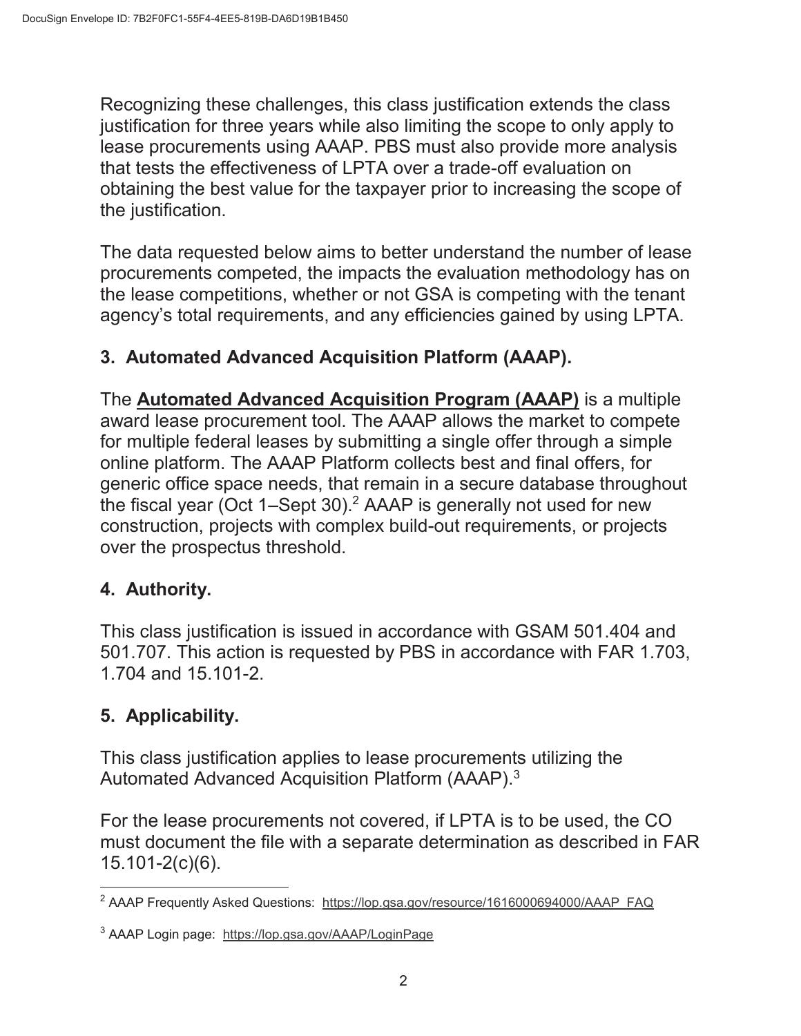Recognizing these challenges, this class justification extends the class justification for three years while also limiting the scope to only apply to lease procurements using AAAP. PBS must also provide more analysis that tests the effectiveness of LPTA over a trade-off evaluation on obtaining the best value for the taxpayer prior to increasing the scope of the justification.

The data requested below aims to better understand the number of lease procurements competed, the impacts the evaluation methodology has on the lease competitions, whether or not GSA is competing with the tenant agency's total requirements, and any efficiencies gained by using LPTA.

## 3. Automated Advanced Acquisition Platform (AAAP).

The **Automated Advanced Acquisition Program (AAAP)** is a multiple award lease procurement tool. The AAAP allows the market to compete for multiple federal leases by submitting a single offer through a simple online platform. The AAAP Platform collects best and final offers, for generic office space needs, that remain in a secure database throughout the fiscal year (Oct 1–Sept 30).[2] AAAP is generally not used for new construction, projects with complex build-out requirements, or projects over the prospectus threshold.

## 4. Authority.

This class justification is issued in accordance with GSAM 501.404 and 501.707. This action is requested by PBS in accordance with FAR 1.703, 1.704 and 15.101-2.

## 5. Applicability.

This class justification applies to lease procurements utilizing the Automated Advanced Acquisition Platform (AAAP).[3]

For the lease procurements not covered, if LPTA is to be used, the CO must document the file with a separate determination as described in FAR 15.101-2(c)(6).

---

[2] AAAP Frequently Asked Questions: https://lop.gsa.gov/resource/1616000694000/AAAP_FAQ

[3] AAAP Login page: https://lop.gsa.gov/AAAP/LoginPage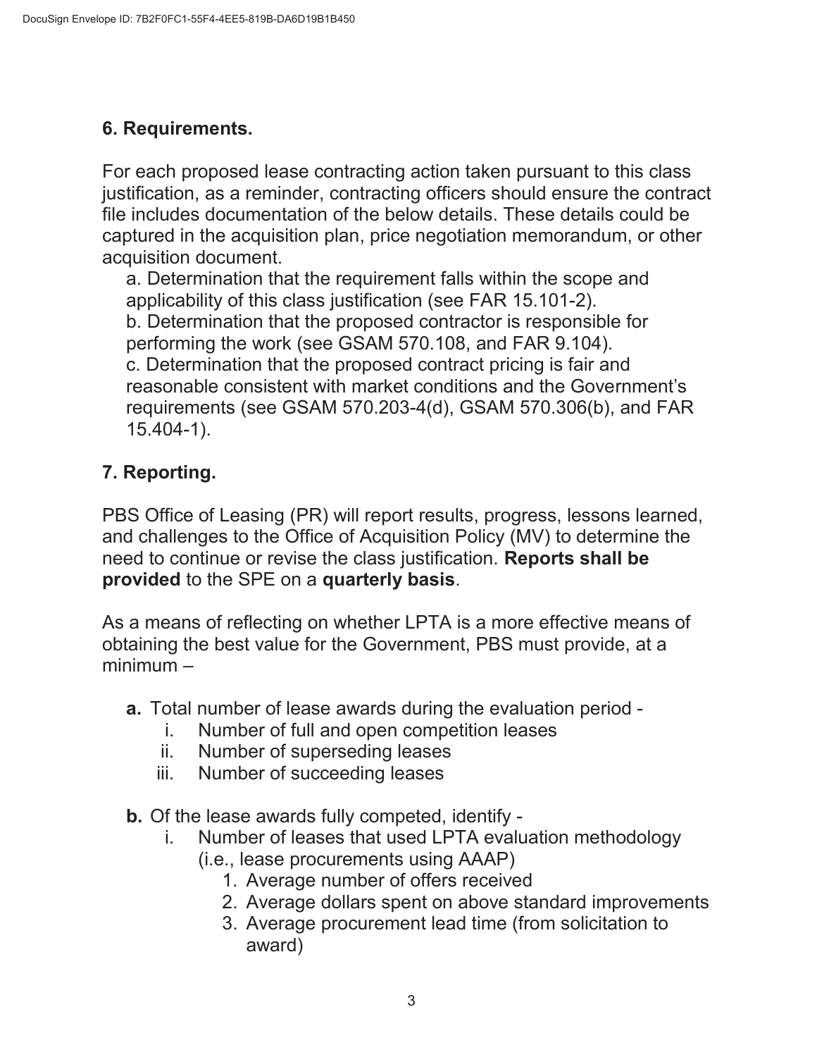## 6. Requirements.

For each proposed lease contracting action taken pursuant to this class justification, as a reminder, contracting officers should ensure the contract file includes documentation of the below details. These details could be captured in the acquisition plan, price negotiation memorandum, or other acquisition document.

a. Determination that the requirement falls within the scope and applicability of this class justification (see FAR 15.101-2).
b. Determination that the proposed contractor is responsible for performing the work (see GSAM 570.108, and FAR 9.104).
c. Determination that the proposed contract pricing is fair and reasonable consistent with market conditions and the Government's requirements (see GSAM 570.203-4(d), GSAM 570.306(b), and FAR 15.404-1).

## 7. Reporting.

PBS Office of Leasing (PR) will report results, progress, lessons learned, and challenges to the Office of Acquisition Policy (MV) to determine the need to continue or revise the class justification. **Reports shall be provided** to the SPE on a **quarterly basis**.

As a means of reflecting on whether LPTA is a more effective means of obtaining the best value for the Government, PBS must provide, at a minimum –

- **a.** Total number of lease awards during the evaluation period -
  - i. Number of full and open competition leases
  - ii. Number of superseding leases
  - iii. Number of succeeding leases
- **b.** Of the lease awards fully competed, identify -
  - i. Number of leases that used LPTA evaluation methodology (i.e., lease procurements using AAAP)
    1. Average number of offers received
    2. Average dollars spent on above standard improvements
    3. Average procurement lead time (from solicitation to award)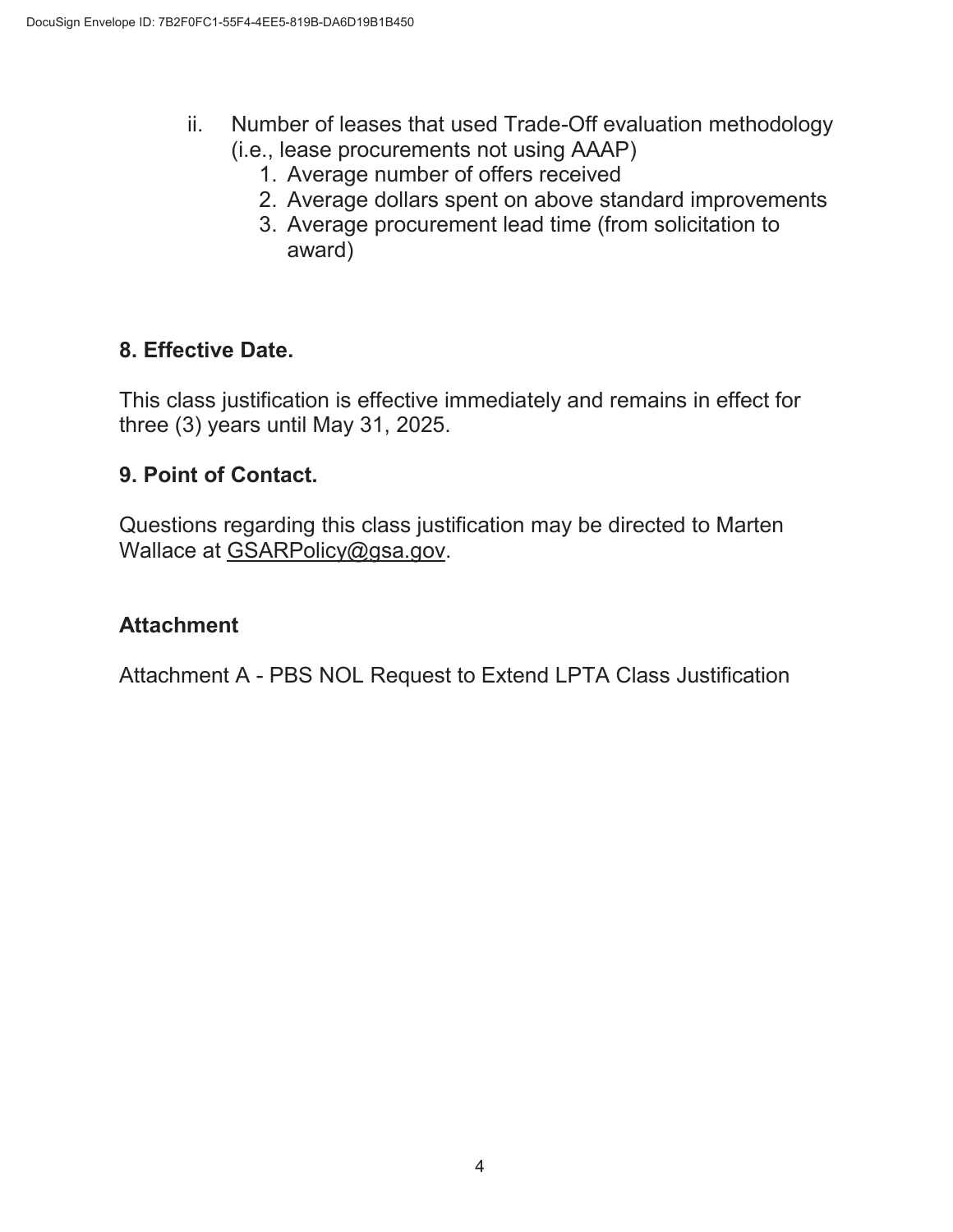ii. Number of leases that used Trade-Off evaluation methodology (i.e., lease procurements not using AAAP)
      1. Average number of offers received
      2. Average dollars spent on above standard improvements
      3. Average procurement lead time (from solicitation to award)

**8. Effective Date.**

This class justification is effective immediately and remains in effect for three (3) years until May 31, 2025.

**9. Point of Contact.**

Questions regarding this class justification may be directed to Marten Wallace at GSARPolicy@gsa.gov.

**Attachment**

Attachment A - PBS NOL Request to Extend LPTA Class Justification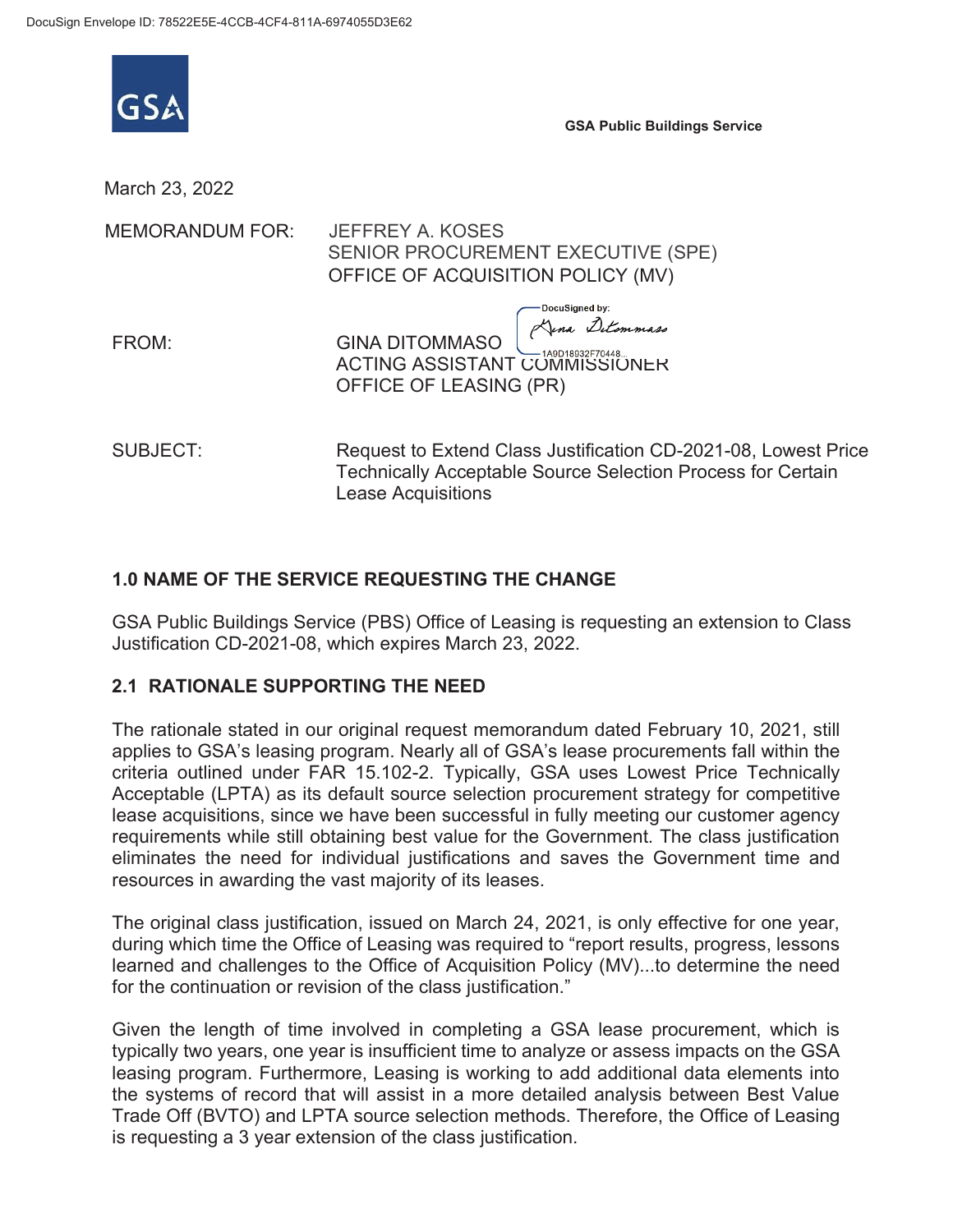DocuSign Envelope ID: 78522E5E-4CCB-4CF4-811A-6974055D3E62

GSA

**GSA Public Buildings Service**

March 23, 2022

MEMORANDUM FOR: JEFFREY A. KOSES
SENIOR PROCUREMENT EXECUTIVE (SPE)
OFFICE OF ACQUISITION POLICY (MV)

FROM: GINA DITOMMASO
ACTING ASSISTANT COMMISSIONER
OFFICE OF LEASING (PR)

DocuSigned by: Gina Ditommaso
1A9D18932F70448...

SUBJECT: Request to Extend Class Justification CD-2021-08, Lowest Price Technically Acceptable Source Selection Process for Certain Lease Acquisitions

## 1.0 NAME OF THE SERVICE REQUESTING THE CHANGE

GSA Public Buildings Service (PBS) Office of Leasing is requesting an extension to Class Justification CD-2021-08, which expires March 23, 2022.

## 2.1 RATIONALE SUPPORTING THE NEED

The rationale stated in our original request memorandum dated February 10, 2021, still applies to GSA's leasing program. Nearly all of GSA's lease procurements fall within the criteria outlined under FAR 15.102-2. Typically, GSA uses Lowest Price Technically Acceptable (LPTA) as its default source selection procurement strategy for competitive lease acquisitions, since we have been successful in fully meeting our customer agency requirements while still obtaining best value for the Government. The class justification eliminates the need for individual justifications and saves the Government time and resources in awarding the vast majority of its leases.

The original class justification, issued on March 24, 2021, is only effective for one year, during which time the Office of Leasing was required to "report results, progress, lessons learned and challenges to the Office of Acquisition Policy (MV)...to determine the need for the continuation or revision of the class justification."

Given the length of time involved in completing a GSA lease procurement, which is typically two years, one year is insufficient time to analyze or assess impacts on the GSA leasing program. Furthermore, Leasing is working to add additional data elements into the systems of record that will assist in a more detailed analysis between Best Value Trade Off (BVTO) and LPTA source selection methods. Therefore, the Office of Leasing is requesting a 3 year extension of the class justification.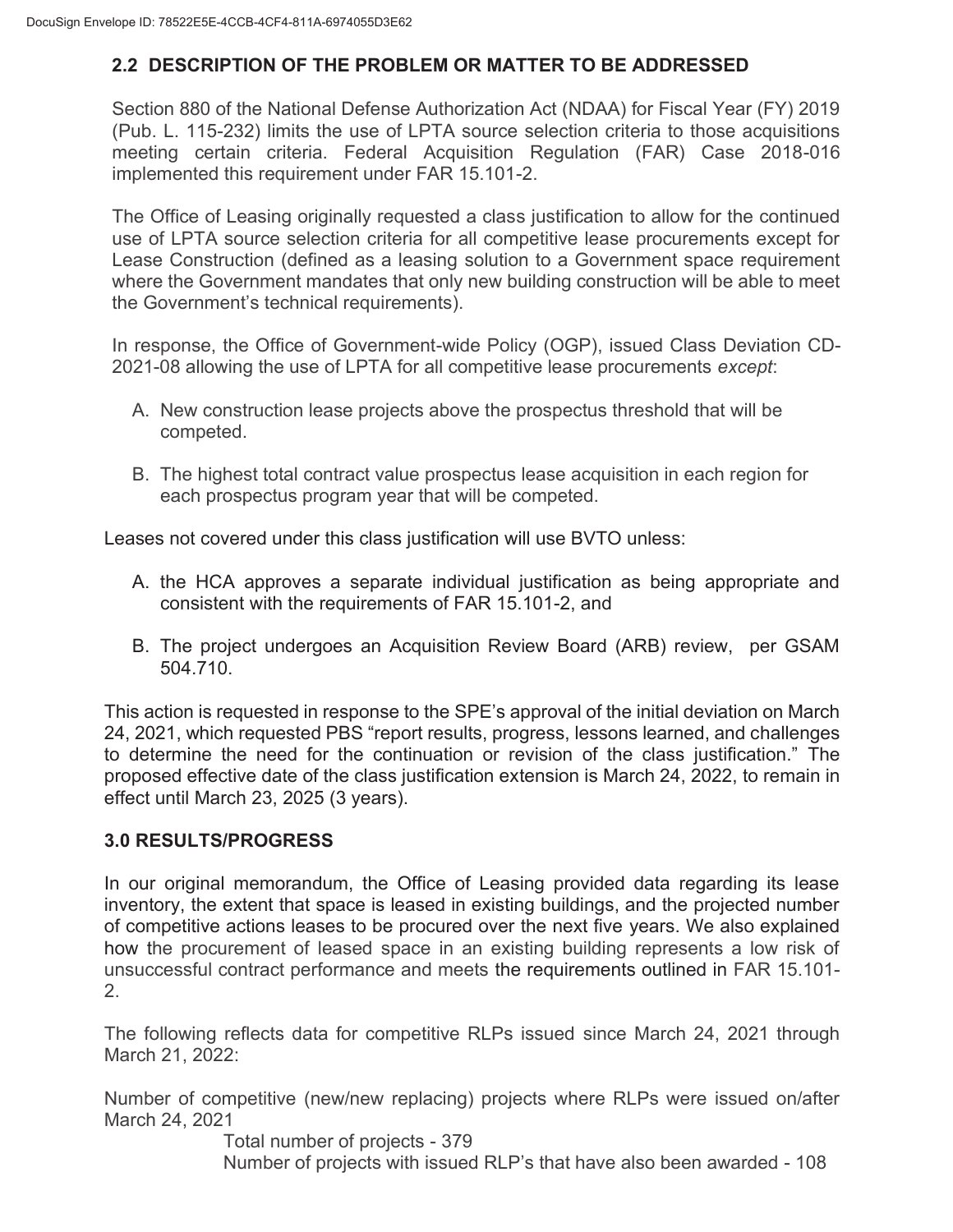## 2.2 DESCRIPTION OF THE PROBLEM OR MATTER TO BE ADDRESSED

Section 880 of the National Defense Authorization Act (NDAA) for Fiscal Year (FY) 2019 (Pub. L. 115-232) limits the use of LPTA source selection criteria to those acquisitions meeting certain criteria. Federal Acquisition Regulation (FAR) Case 2018-016 implemented this requirement under FAR 15.101-2.

The Office of Leasing originally requested a class justification to allow for the continued use of LPTA source selection criteria for all competitive lease procurements except for Lease Construction (defined as a leasing solution to a Government space requirement where the Government mandates that only new building construction will be able to meet the Government's technical requirements).

In response, the Office of Government-wide Policy (OGP), issued Class Deviation CD-2021-08 allowing the use of LPTA for all competitive lease procurements *except*:

A. New construction lease projects above the prospectus threshold that will be competed.

B. The highest total contract value prospectus lease acquisition in each region for each prospectus program year that will be competed.

Leases not covered under this class justification will use BVTO unless:

A. the HCA approves a separate individual justification as being appropriate and consistent with the requirements of FAR 15.101-2, and

B. The project undergoes an Acquisition Review Board (ARB) review, per GSAM 504.710.

This action is requested in response to the SPE's approval of the initial deviation on March 24, 2021, which requested PBS "report results, progress, lessons learned, and challenges to determine the need for the continuation or revision of the class justification." The proposed effective date of the class justification extension is March 24, 2022, to remain in effect until March 23, 2025 (3 years).

## 3.0 RESULTS/PROGRESS

In our original memorandum, the Office of Leasing provided data regarding its lease inventory, the extent that space is leased in existing buildings, and the projected number of competitive actions leases to be procured over the next five years. We also explained how the procurement of leased space in an existing building represents a low risk of unsuccessful contract performance and meets the requirements outlined in FAR 15.101-2.

The following reflects data for competitive RLPs issued since March 24, 2021 through March 21, 2022:

Number of competitive (new/new replacing) projects where RLPs were issued on/after March 24, 2021

Total number of projects - 379
Number of projects with issued RLP's that have also been awarded - 108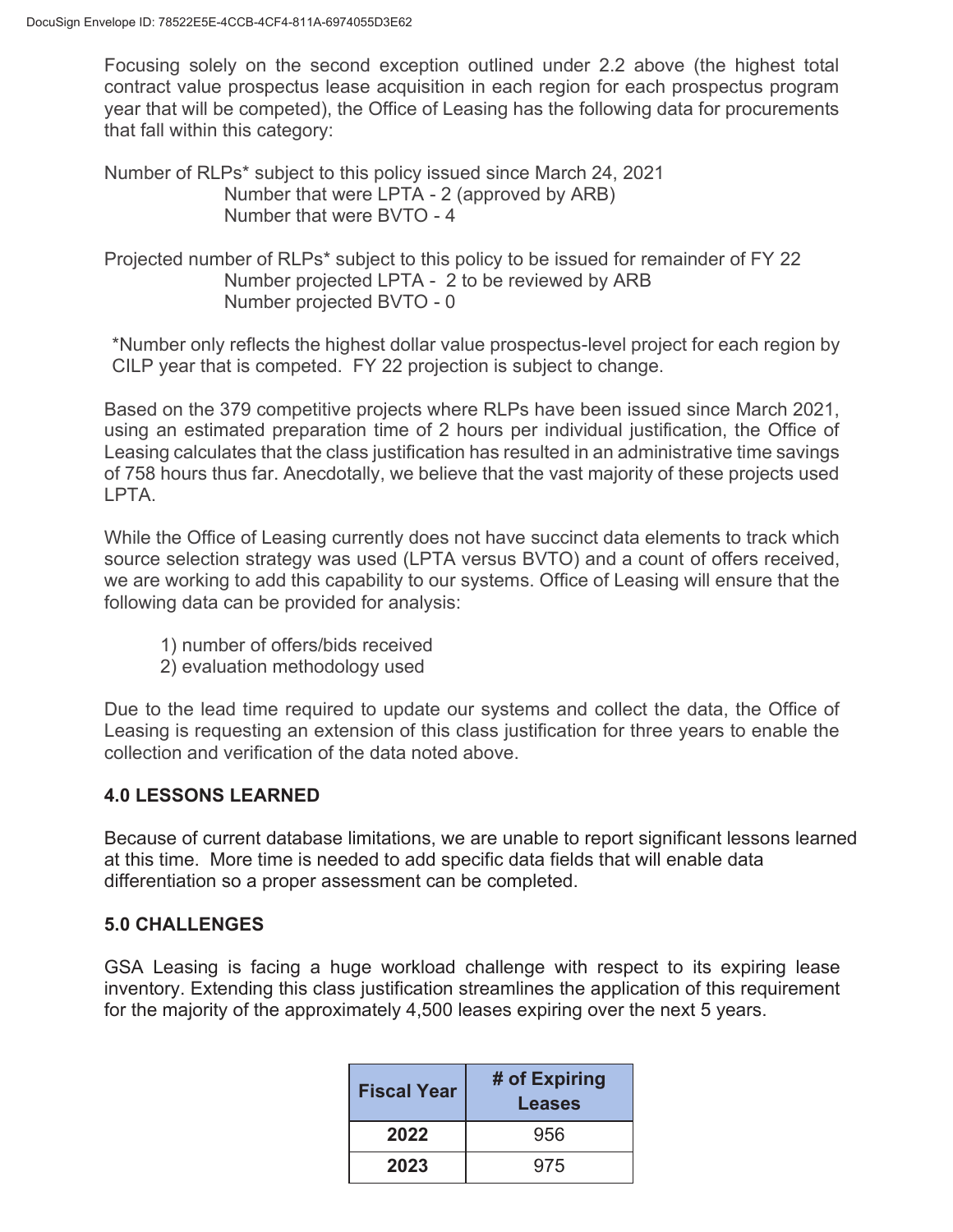Focusing solely on the second exception outlined under 2.2 above (the highest total contract value prospectus lease acquisition in each region for each prospectus program year that will be competed), the Office of Leasing has the following data for procurements that fall within this category:

Number of RLPs* subject to this policy issued since March 24, 2021
    Number that were LPTA - 2 (approved by ARB)
    Number that were BVTO - 4

Projected number of RLPs* subject to this policy to be issued for remainder of FY 22
    Number projected LPTA - 2 to be reviewed by ARB
    Number projected BVTO - 0

*Number only reflects the highest dollar value prospectus-level project for each region by CILP year that is competed. FY 22 projection is subject to change.

Based on the 379 competitive projects where RLPs have been issued since March 2021, using an estimated preparation time of 2 hours per individual justification, the Office of Leasing calculates that the class justification has resulted in an administrative time savings of 758 hours thus far. Anecdotally, we believe that the vast majority of these projects used LPTA.

While the Office of Leasing currently does not have succinct data elements to track which source selection strategy was used (LPTA versus BVTO) and a count of offers received, we are working to add this capability to our systems. Office of Leasing will ensure that the following data can be provided for analysis:

1) number of offers/bids received
2) evaluation methodology used

Due to the lead time required to update our systems and collect the data, the Office of Leasing is requesting an extension of this class justification for three years to enable the collection and verification of the data noted above.

### 4.0 LESSONS LEARNED

Because of current database limitations, we are unable to report significant lessons learned at this time. More time is needed to add specific data fields that will enable data differentiation so a proper assessment can be completed.

### 5.0 CHALLENGES

GSA Leasing is facing a huge workload challenge with respect to its expiring lease inventory. Extending this class justification streamlines the application of this requirement for the majority of the approximately 4,500 leases expiring over the next 5 years.

| Fiscal Year | # of Expiring Leases |
|---|---|
| 2022 | 956 |
| 2023 | 975 |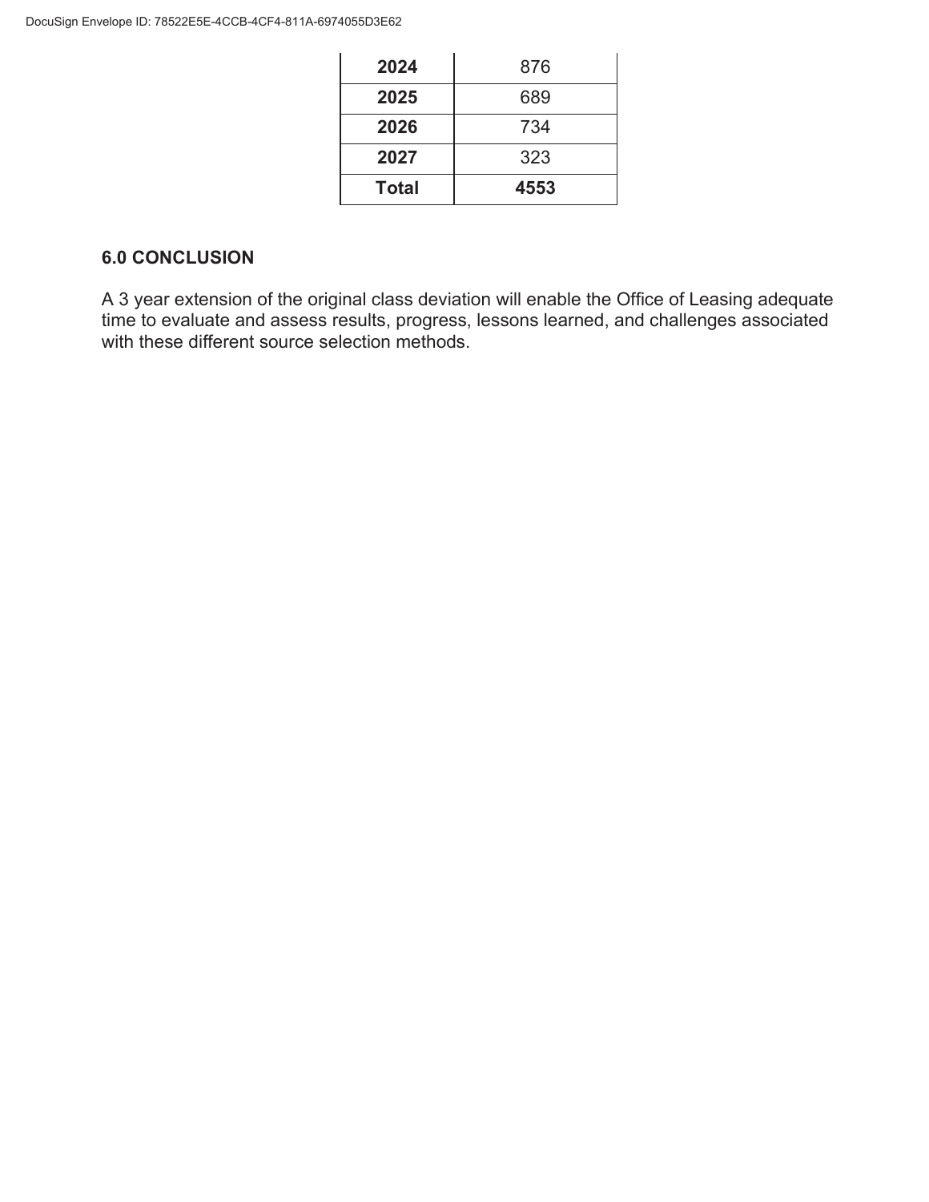| | |
|---|---|
| **2024** | 876 |
| **2025** | 689 |
| **2026** | 734 |
| **2027** | 323 |
| **Total** | **4553** |

**6.0 CONCLUSION**

A 3 year extension of the original class deviation will enable the Office of Leasing adequate time to evaluate and assess results, progress, lessons learned, and challenges associated with these different source selection methods.